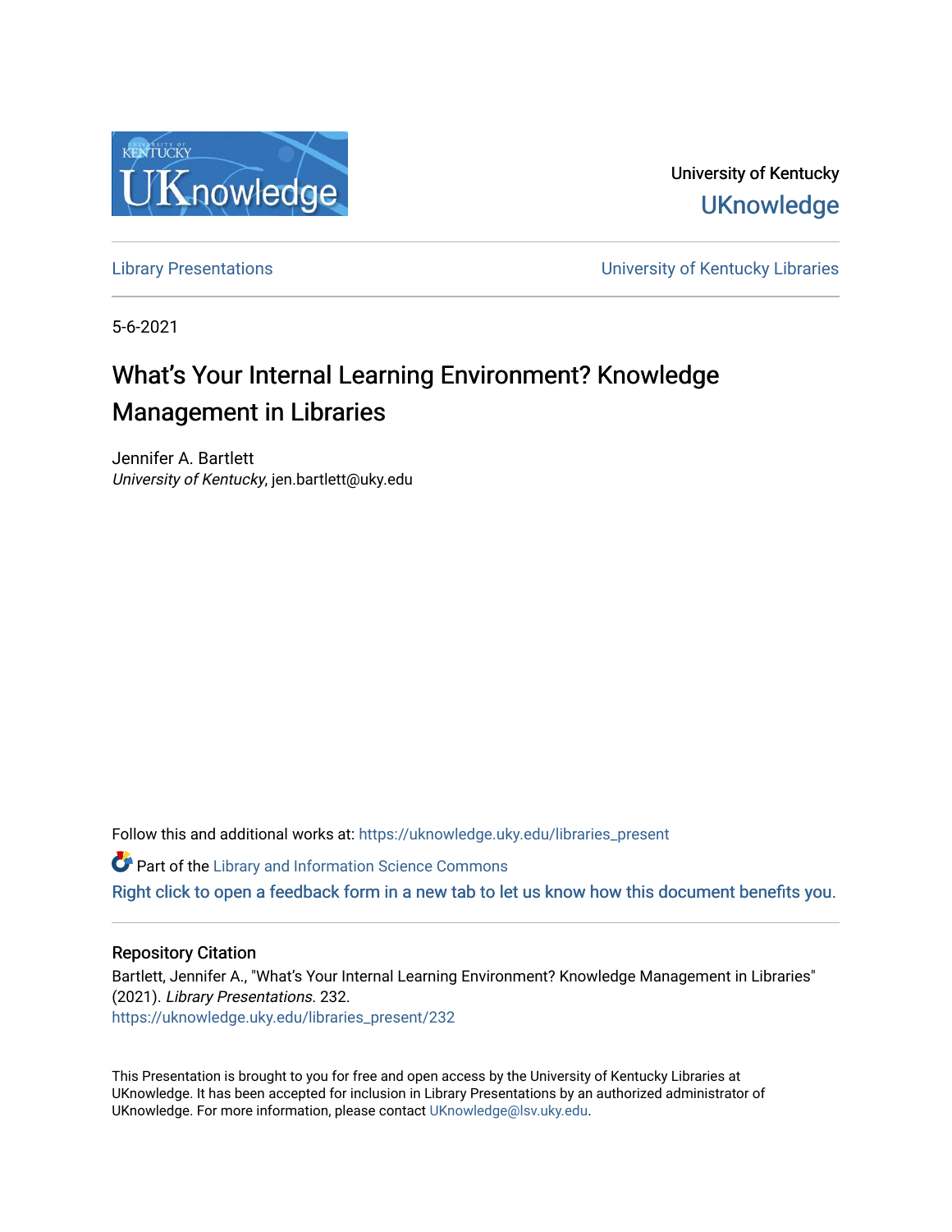University of Kentucky

UKnowledge

Library Presentations | University of Kentucky Libraries

5-6-2021

# What's Your Internal Learning Environment? Knowledge Management in Libraries

Jennifer A. Bartlett
*University of Kentucky*, jen.bartlett@uky.edu

Follow this and additional works at: https://uknowledge.uky.edu/libraries_present

Part of the Library and Information Science Commons

Right click to open a feedback form in a new tab to let us know how this document benefits you.

## Repository Citation

Bartlett, Jennifer A., "What's Your Internal Learning Environment? Knowledge Management in Libraries" (2021). *Library Presentations*. 232.
https://uknowledge.uky.edu/libraries_present/232

This Presentation is brought to you for free and open access by the University of Kentucky Libraries at UKnowledge. It has been accepted for inclusion in Library Presentations by an authorized administrator of UKnowledge. For more information, please contact UKnowledge@lsv.uky.edu.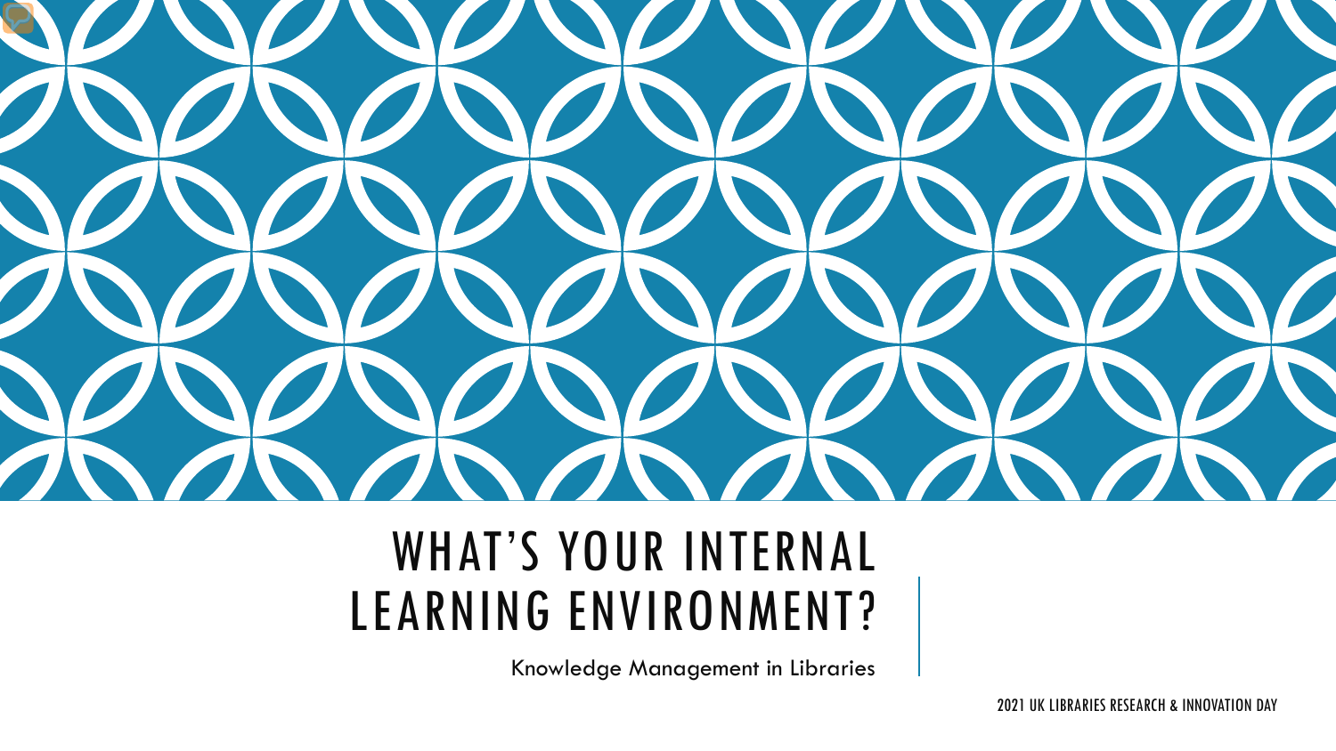# WHAT'S YOUR INTERNAL LEARNING ENVIRONMENT?

Knowledge Management in Libraries

2021 UK LIBRARIES RESEARCH & INNOVATION DAY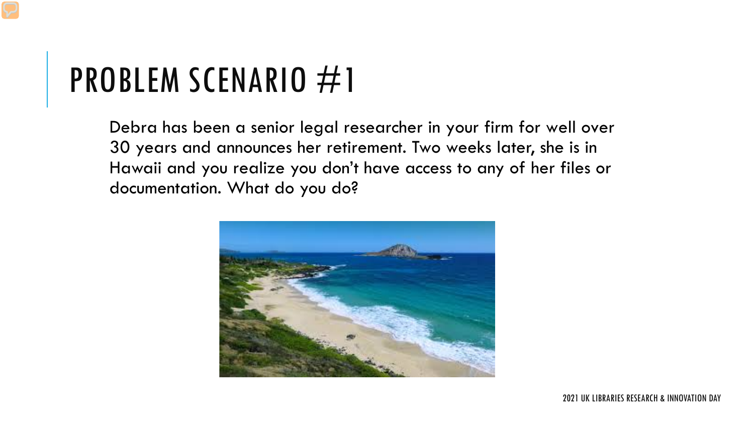# PROBLEM SCENARIO #1

Debra has been a senior legal researcher in your firm for well over 30 years and announces her retirement. Two weeks later, she is in Hawaii and you realize you don't have access to any of her files or documentation. What do you do?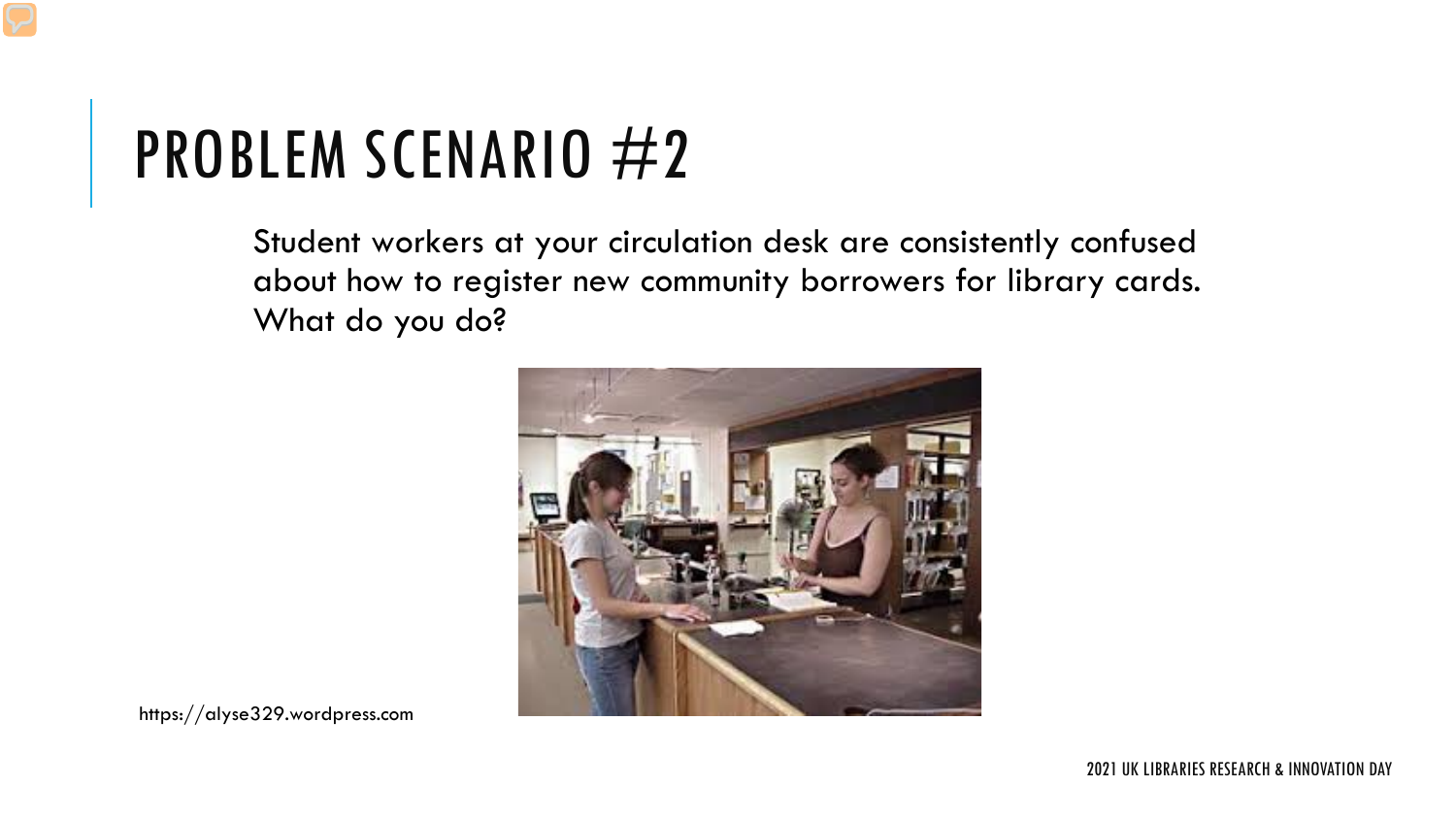# PROBLEM SCENARIO #2

Student workers at your circulation desk are consistently confused about how to register new community borrowers for library cards. What do you do?

https://alyse329.wordpress.com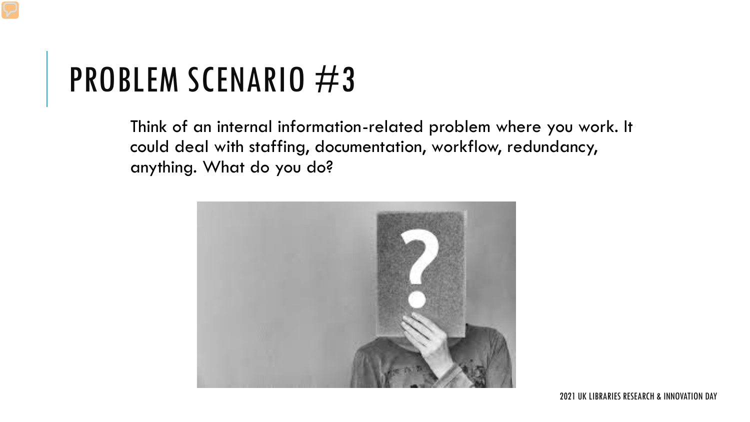# PROBLEM SCENARIO #3

Think of an internal information-related problem where you work. It could deal with staffing, documentation, workflow, redundancy, anything. What do you do?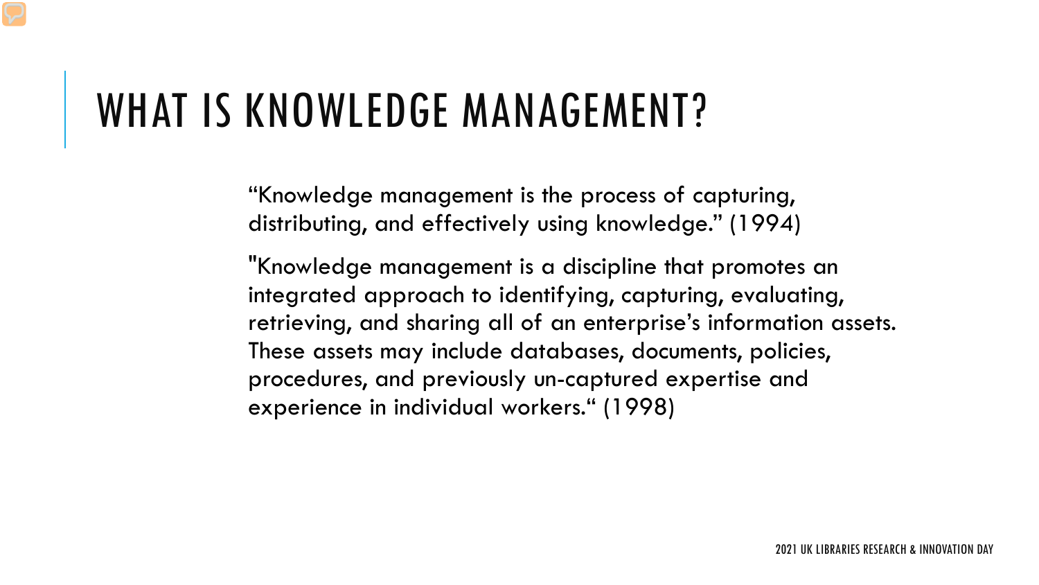# WHAT IS KNOWLEDGE MANAGEMENT?

“Knowledge management is the process of capturing, distributing, and effectively using knowledge.” (1994)

"Knowledge management is a discipline that promotes an integrated approach to identifying, capturing, evaluating, retrieving, and sharing all of an enterprise’s information assets. These assets may include databases, documents, policies, procedures, and previously un-captured expertise and experience in individual workers.“ (1998)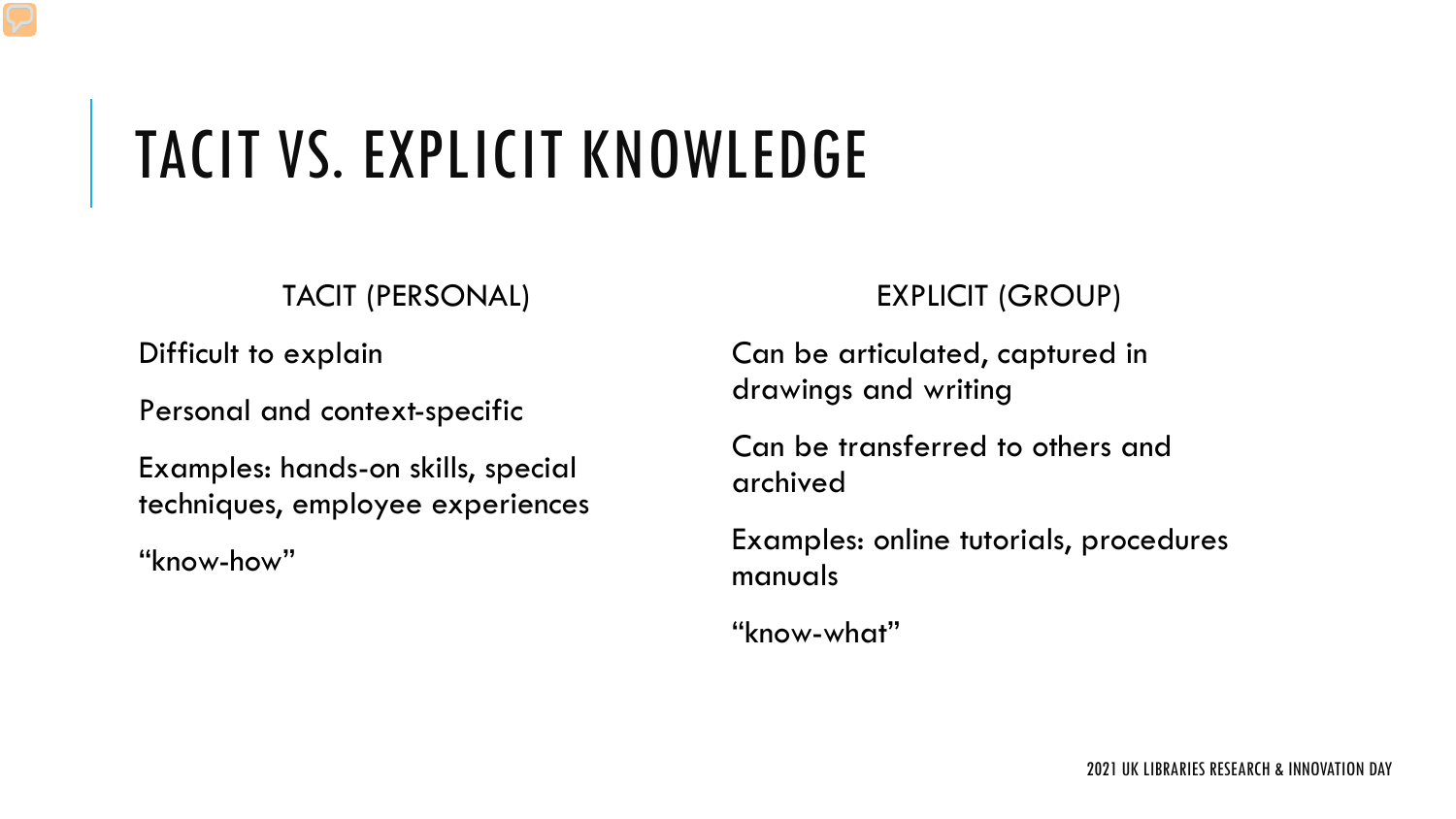# TACIT VS. EXPLICIT KNOWLEDGE

## TACIT (PERSONAL)

Difficult to explain

Personal and context-specific

Examples: hands-on skills, special techniques, employee experiences

"know-how"

## EXPLICIT (GROUP)

Can be articulated, captured in drawings and writing

Can be transferred to others and archived

Examples: online tutorials, procedures manuals

"know-what"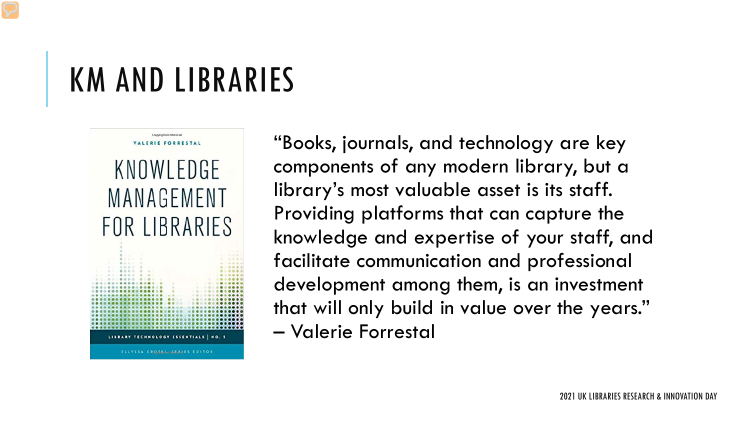# KM AND LIBRARIES

"Books, journals, and technology are key components of any modern library, but a library's most valuable asset is its staff. Providing platforms that can capture the knowledge and expertise of your staff, and facilitate communication and professional development among them, is an investment that will only build in value over the years." – Valerie Forrestal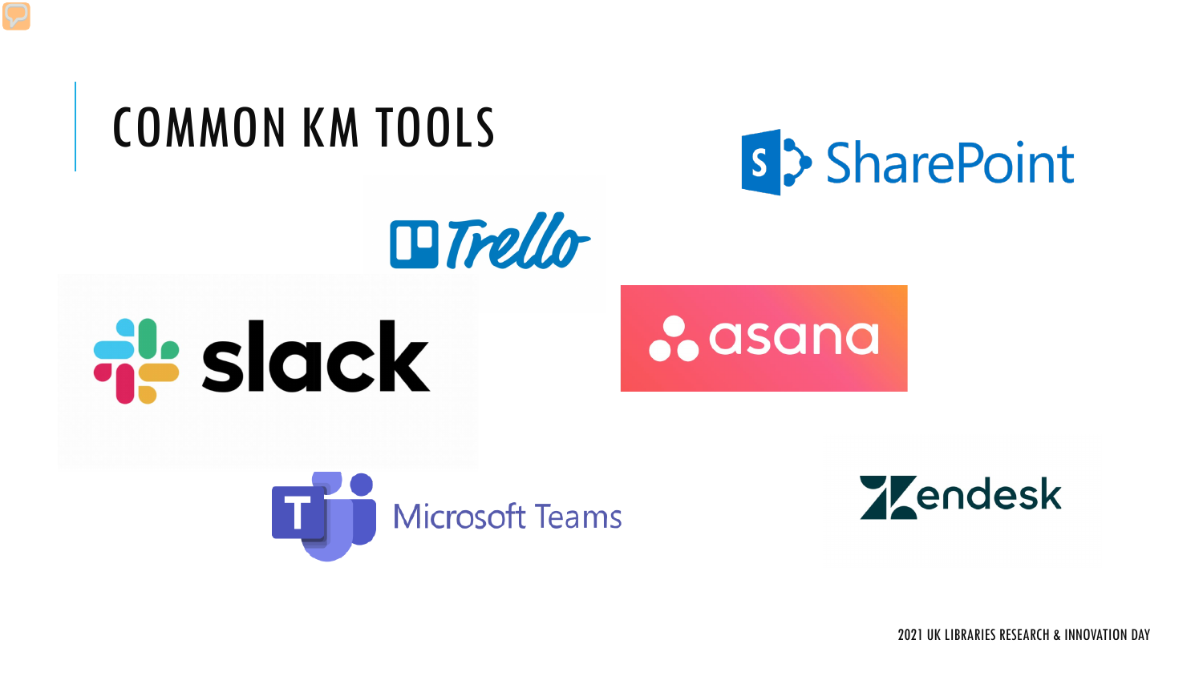# COMMON KM TOOLS

SharePoint

Trello

slack

asana

Microsoft Teams

Zendesk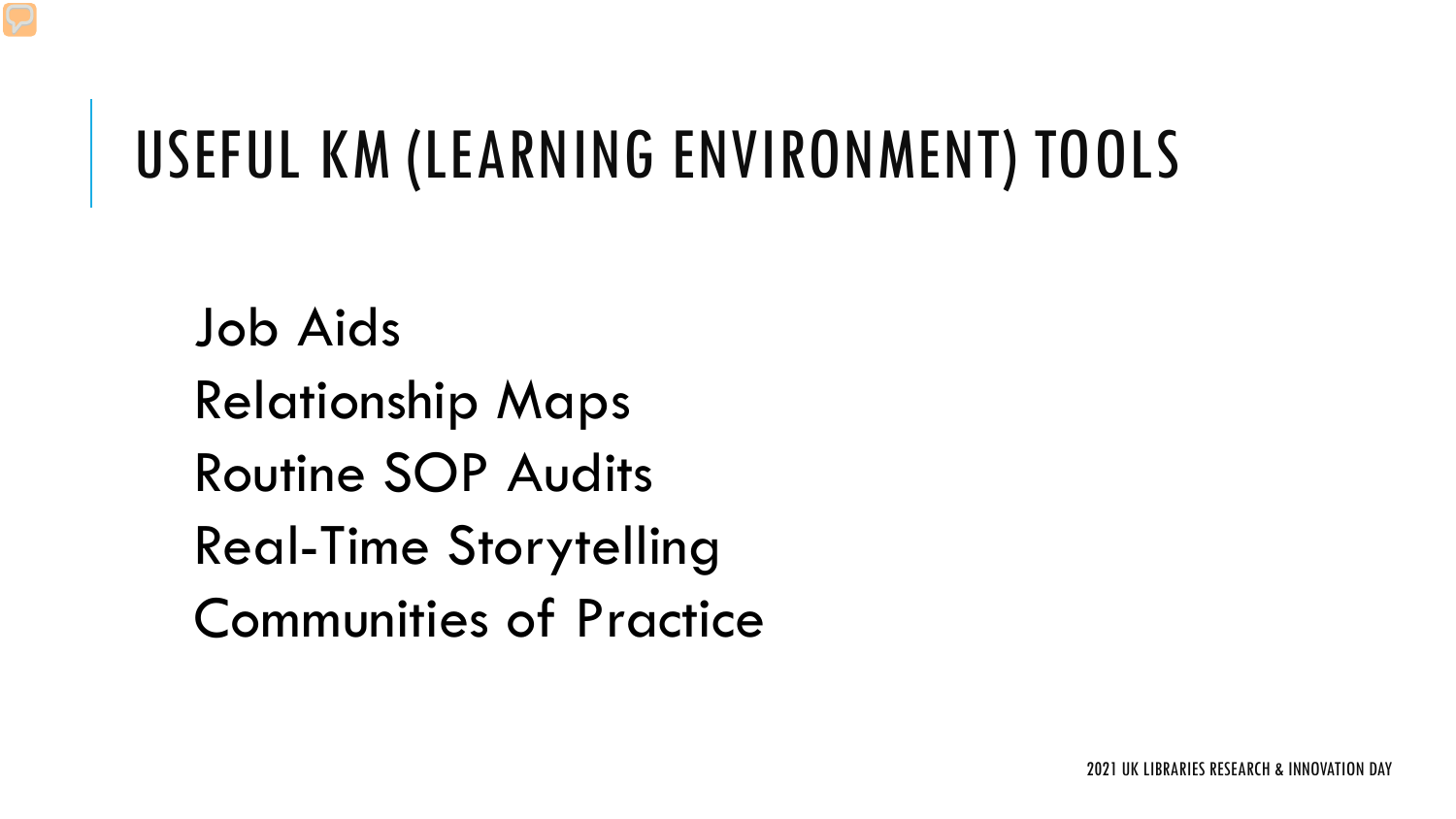# USEFUL KM (LEARNING ENVIRONMENT) TOOLS

Job Aids
Relationship Maps
Routine SOP Audits
Real-Time Storytelling
Communities of Practice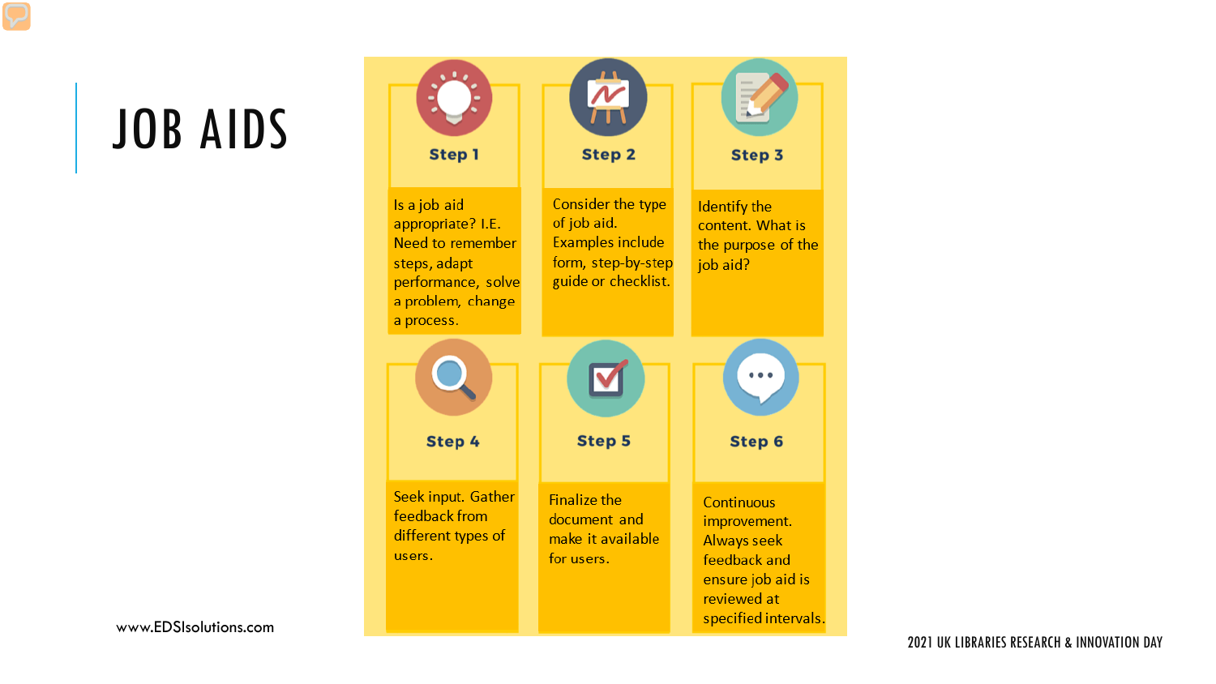# JOB AIDS

**Step 1**

Is a job aid appropriate? I.E. Need to remember steps, adapt performance, solve a problem, change a process.

**Step 2**

Consider the type of job aid. Examples include form, step-by-step guide or checklist.

**Step 3**

Identify the content. What is the purpose of the job aid?

**Step 4**

Seek input. Gather feedback from different types of users.

**Step 5**

Finalize the document and make it available for users.

**Step 6**

Continuous improvement. Always seek feedback and ensure job aid is reviewed at specified intervals.

www.EDSIsolutions.com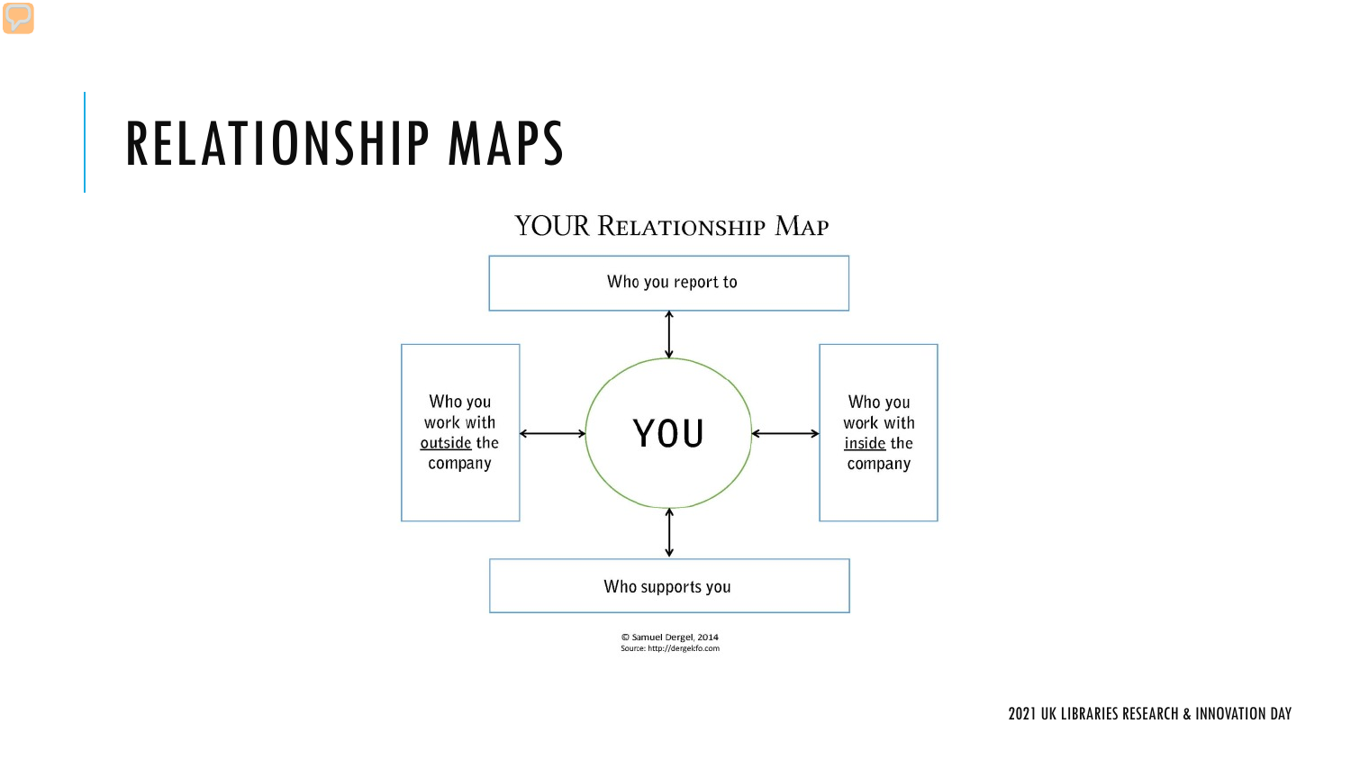# RELATIONSHIP MAPS

## YOUR RELATIONSHIP MAP

Who you report to

Who you work with outside the company

YOU

Who you work with inside the company

Who supports you

© Samuel Dergel, 2014
Source: http://dergekfo.com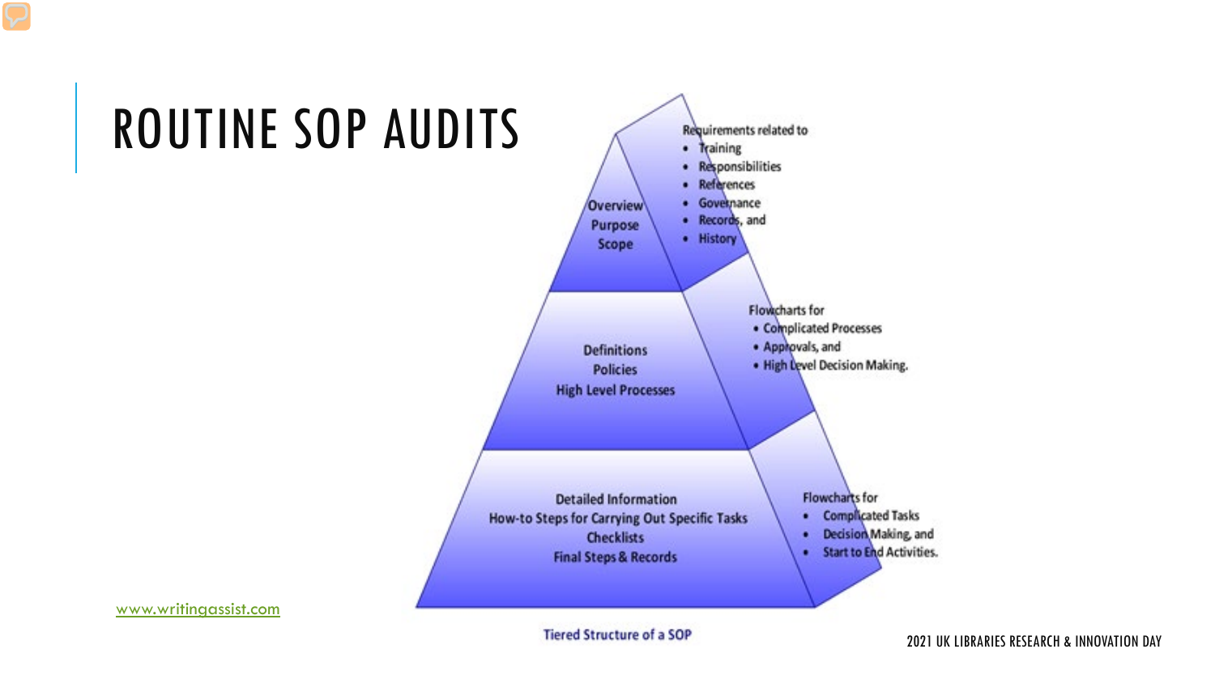# ROUTINE SOP AUDITS

Overview
Purpose
Scope

Requirements related to

- Training
- Responsibilities
- References
- Governance
- Records, and
- History

Definitions
Policies
High Level Processes

Flowcharts for

- Complicated Processes
- Approvals, and
- High Level Decision Making.

Detailed Information
How-to Steps for Carrying Out Specific Tasks
Checklists
Final Steps & Records

Flowcharts for

- Complicated Tasks
- Decision Making, and
- Start to End Activities.

Tiered Structure of a SOP

www.writingassist.com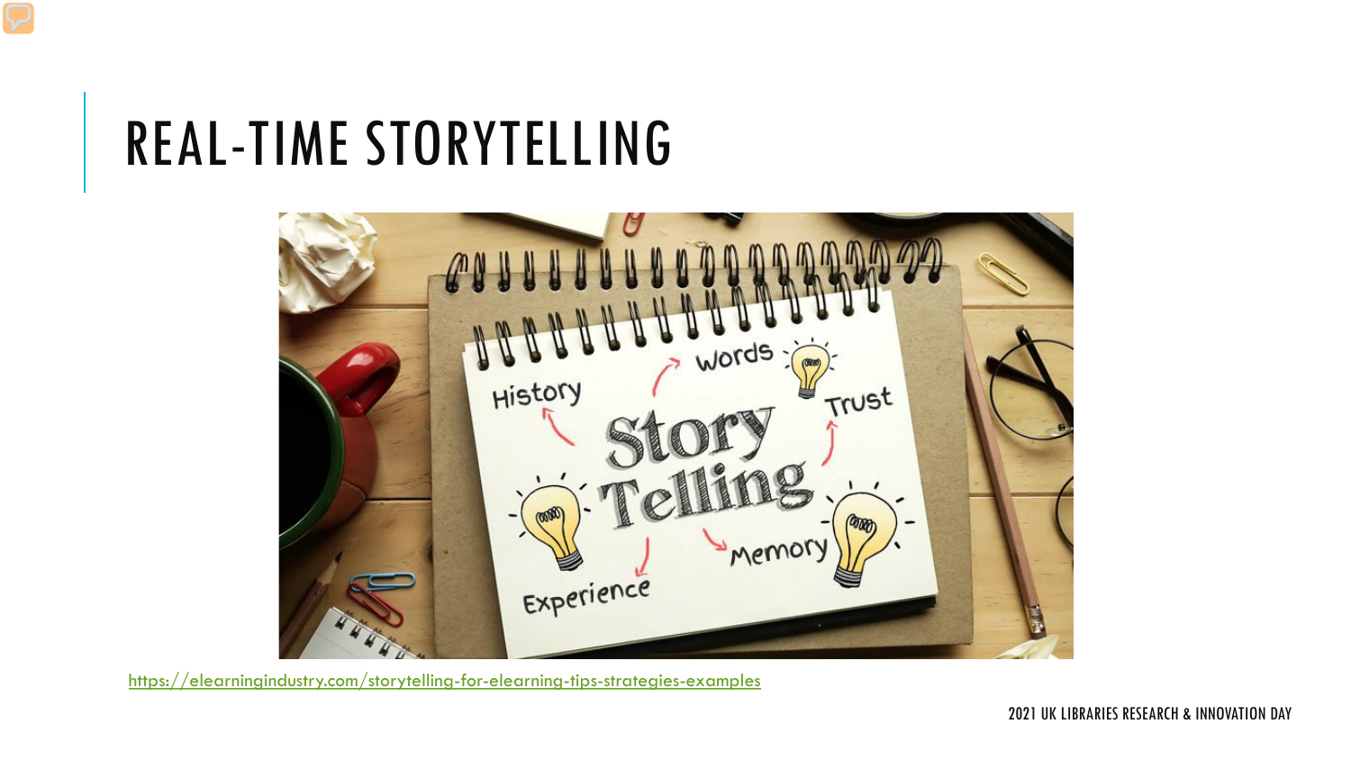# REAL-TIME STORYTELLING

https://elearningindustry.com/storytelling-for-elearning-tips-strategies-examples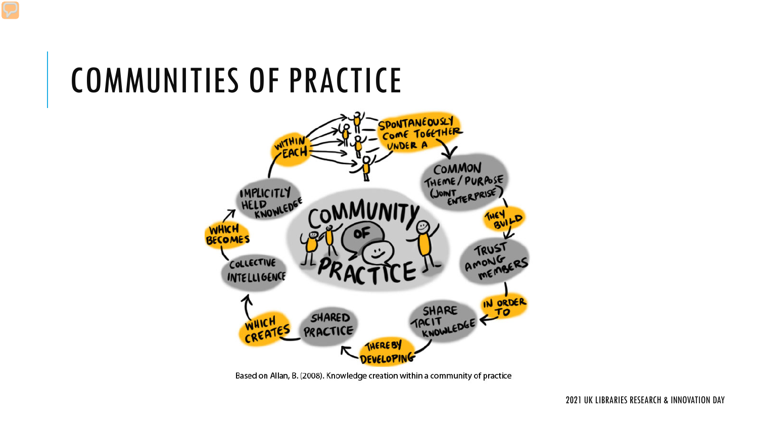# COMMUNITIES OF PRACTICE

COMMUNITY OF PRACTICE

WITHIN EACH → SPONTANEOUSLY COME TOGETHER UNDER A → COMMON THEME / PURPOSE (JOINT ENTERPRISE) → THEY BUILD → TRUST AMONG MEMBERS → IN ORDER TO → SHARE TACIT KNOWLEDGE → THEREBY DEVELOPING → SHARED PRACTICE → WHICH CREATES → COLLECTIVE INTELLIGENCE → WHICH BECOMES → IMPLICITLY HELD KNOWLEDGE

Based on Allan, B. (2008). Knowledge creation within a community of practice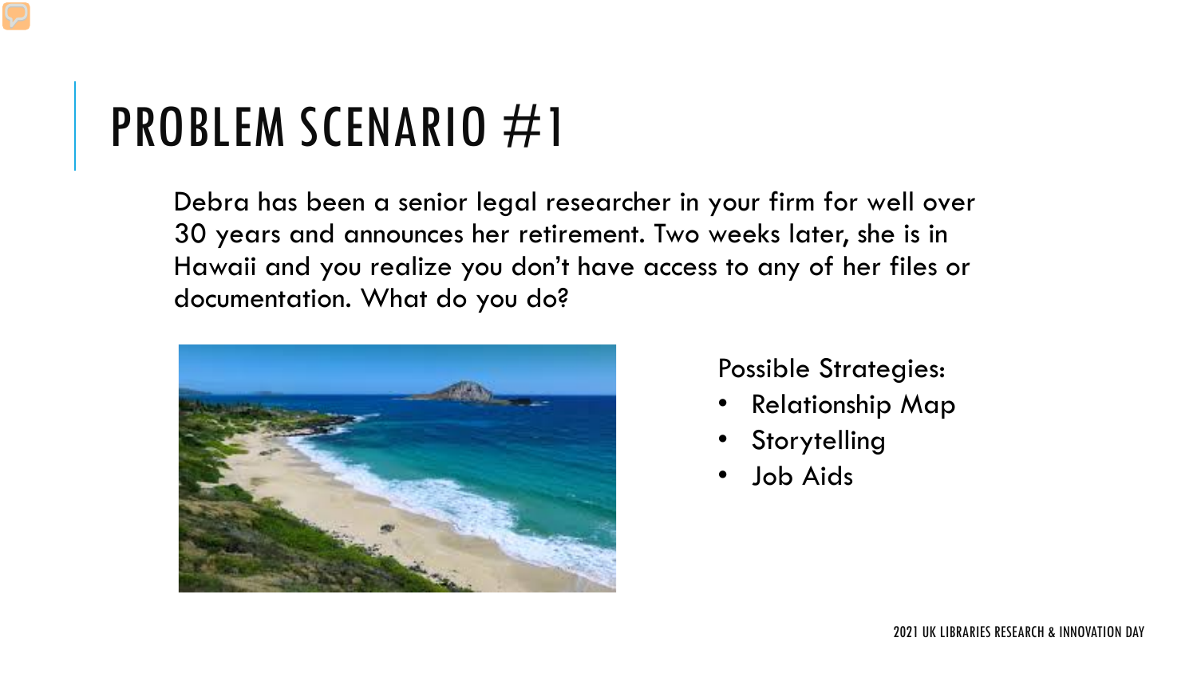# PROBLEM SCENARIO #1

Debra has been a senior legal researcher in your firm for well over 30 years and announces her retirement. Two weeks later, she is in Hawaii and you realize you don't have access to any of her files or documentation. What do you do?

Possible Strategies:

- Relationship Map
- Storytelling
- Job Aids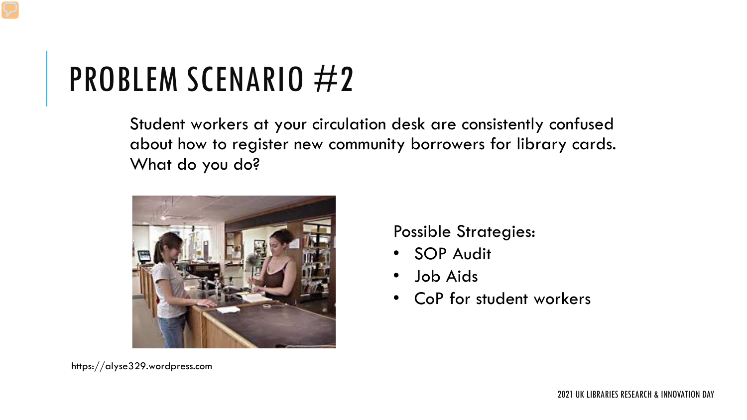# PROBLEM SCENARIO #2

Student workers at your circulation desk are consistently confused about how to register new community borrowers for library cards. What do you do?

Possible Strategies:

- SOP Audit
- Job Aids
- CoP for student workers

https://alyse329.wordpress.com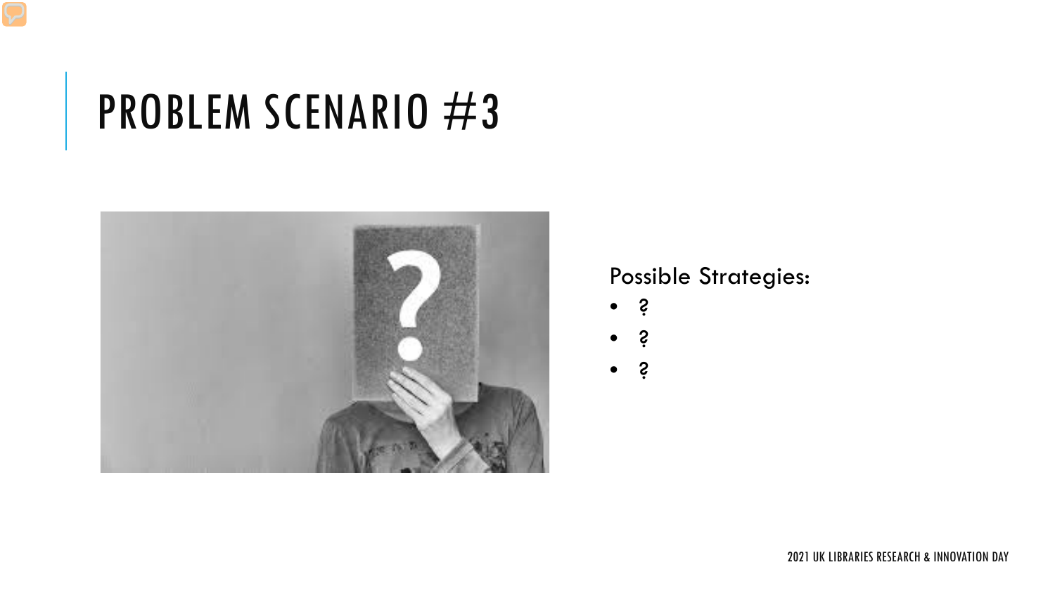# PROBLEM SCENARIO #3

Possible Strategies:

- ?
- ?
- ?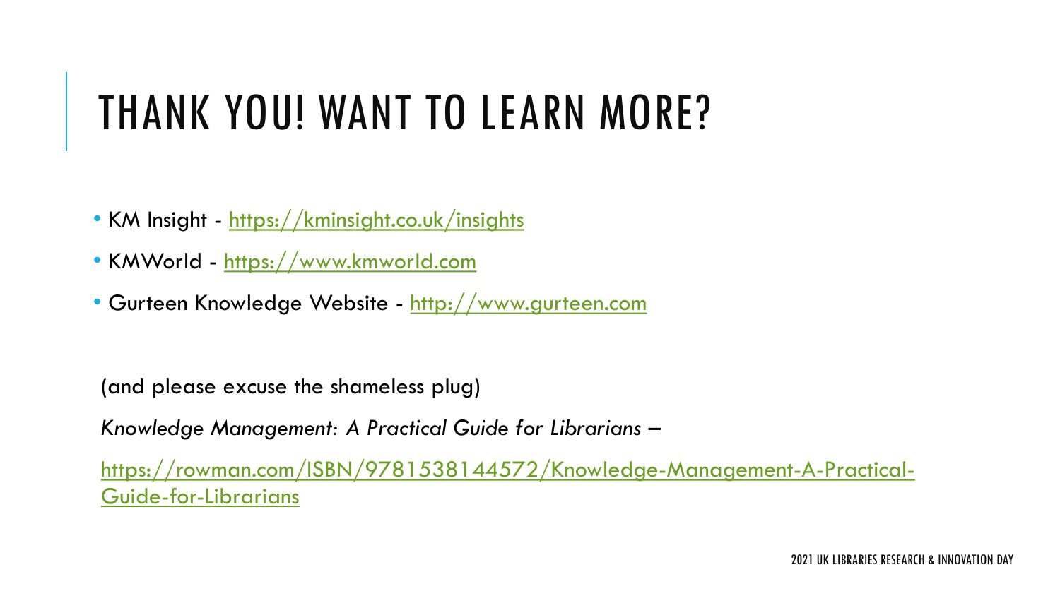# THANK YOU! WANT TO LEARN MORE?

- KM Insight - https://kminsight.co.uk/insights
- KMWorld - https://www.kmworld.com
- Gurteen Knowledge Website - http://www.gurteen.com

(and please excuse the shameless plug)

*Knowledge Management: A Practical Guide for Librarians* –

https://rowman.com/ISBN/9781538144572/Knowledge-Management-A-Practical-Guide-for-Librarians